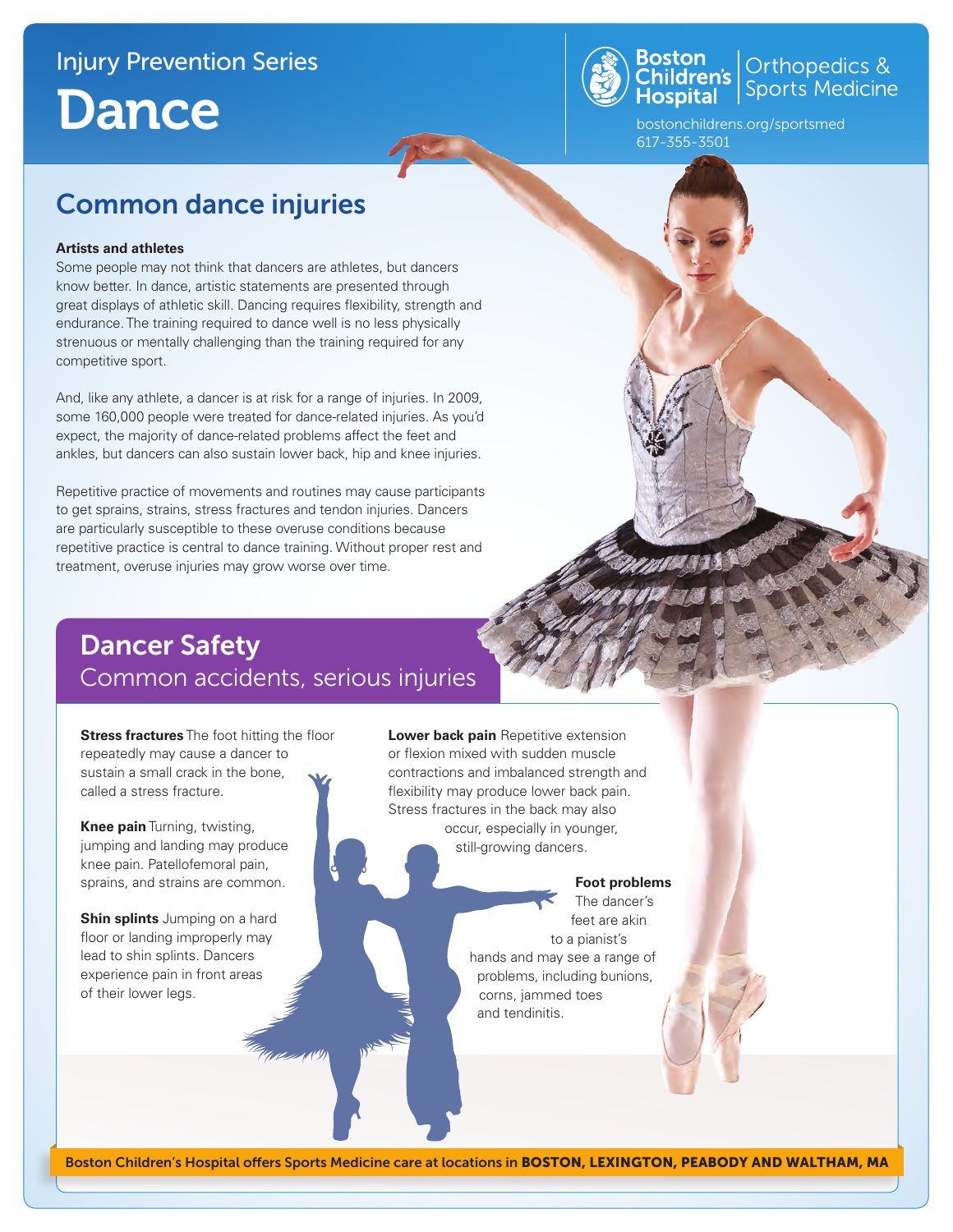Injury Prevention Series

# Dance

Boston Children's Hospital | Orthopedics & Sports Medicine

bostonchildrens.org/sportsmed
617-355-3501

## Common dance injuries

**Artists and athletes**

Some people may not think that dancers are athletes, but dancers know better. In dance, artistic statements are presented through great displays of athletic skill. Dancing requires flexibility, strength and endurance. The training required to dance well is no less physically strenuous or mentally challenging than the training required for any competitive sport.

And, like any athlete, a dancer is at risk for a range of injuries. In 2009, some 160,000 people were treated for dance-related injuries. As you'd expect, the majority of dance-related problems affect the feet and ankles, but dancers can also sustain lower back, hip and knee injuries.

Repetitive practice of movements and routines may cause participants to get sprains, strains, stress fractures and tendon injuries. Dancers are particularly susceptible to these overuse conditions because repetitive practice is central to dance training. Without proper rest and treatment, overuse injuries may grow worse over time.

## Dancer Safety

### Common accidents, serious injuries

**Stress fractures** The foot hitting the floor repeatedly may cause a dancer to sustain a small crack in the bone, called a stress fracture.

**Knee pain** Turning, twisting, jumping and landing may produce knee pain. Patellofemoral pain, sprains, and strains are common.

**Shin splints** Jumping on a hard floor or landing improperly may lead to shin splints. Dancers experience pain in front areas of their lower legs.

**Lower back pain** Repetitive extension or flexion mixed with sudden muscle contractions and imbalanced strength and flexibility may produce lower back pain. Stress fractures in the back may also occur, especially in younger, still-growing dancers.

**Foot problems** The dancer's feet are akin to a pianist's hands and may see a range of problems, including bunions, corns, jammed toes and tendinitis.

Boston Children's Hospital offers Sports Medicine care at locations in **BOSTON, LEXINGTON, PEABODY AND WALTHAM, MA**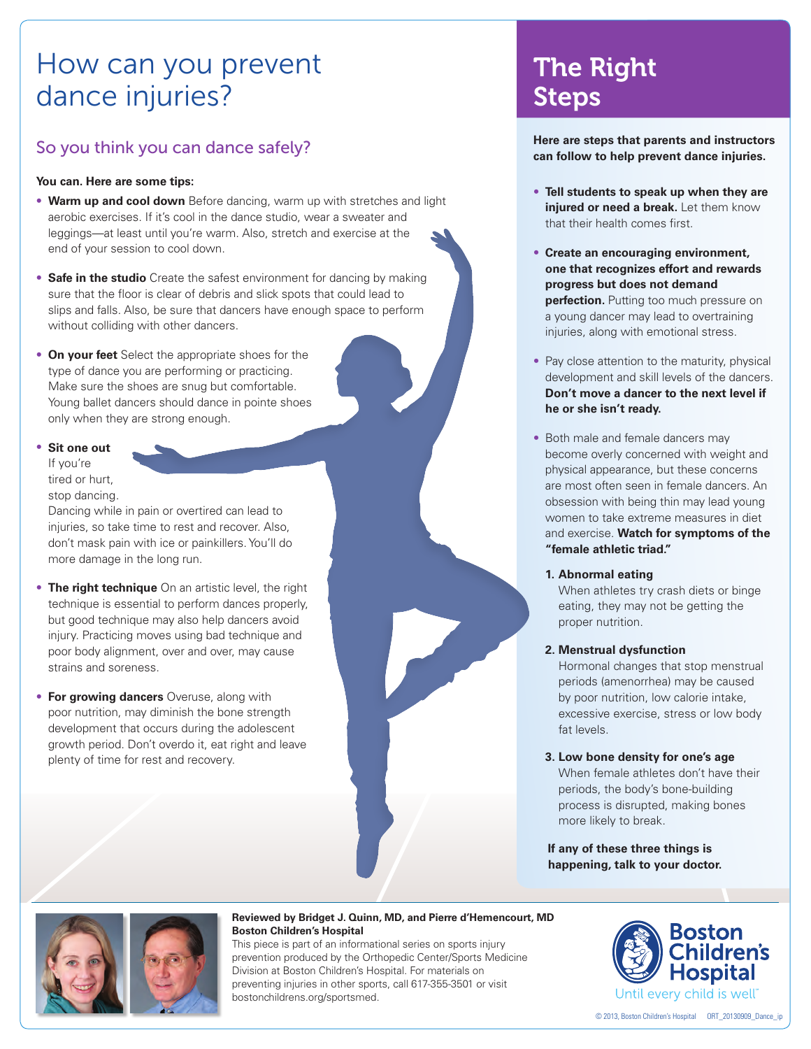# How can you prevent dance injuries?

## So you think you can dance safely?

**You can. Here are some tips:**

- **Warm up and cool down** Before dancing, warm up with stretches and light aerobic exercises. If it's cool in the dance studio, wear a sweater and leggings—at least until you're warm. Also, stretch and exercise at the end of your session to cool down.
- **Safe in the studio** Create the safest environment for dancing by making sure that the floor is clear of debris and slick spots that could lead to slips and falls. Also, be sure that dancers have enough space to perform without colliding with other dancers.
- **On your feet** Select the appropriate shoes for the type of dance you are performing or practicing. Make sure the shoes are snug but comfortable. Young ballet dancers should dance in pointe shoes only when they are strong enough.
- **Sit one out** If you're tired or hurt, stop dancing. Dancing while in pain or overtired can lead to injuries, so take time to rest and recover. Also, don't mask pain with ice or painkillers. You'll do more damage in the long run.
- **The right technique** On an artistic level, the right technique is essential to perform dances properly, but good technique may also help dancers avoid injury. Practicing moves using bad technique and poor body alignment, over and over, may cause strains and soreness.
- **For growing dancers** Overuse, along with poor nutrition, may diminish the bone strength development that occurs during the adolescent growth period. Don't overdo it, eat right and leave plenty of time for rest and recovery.

## The Right Steps

**Here are steps that parents and instructors can follow to help prevent dance injuries.**

- **Tell students to speak up when they are injured or need a break.** Let them know that their health comes first.
- **Create an encouraging environment, one that recognizes effort and rewards progress but does not demand perfection.** Putting too much pressure on a young dancer may lead to overtraining injuries, along with emotional stress.
- Pay close attention to the maturity, physical development and skill levels of the dancers. **Don't move a dancer to the next level if he or she isn't ready.**
- Both male and female dancers may become overly concerned with weight and physical appearance, but these concerns are most often seen in female dancers. An obsession with being thin may lead young women to take extreme measures in diet and exercise. **Watch for symptoms of the "female athletic triad."**

  1. **Abnormal eating**
     When athletes try crash diets or binge eating, they may not be getting the proper nutrition.
  2. **Menstrual dysfunction**
     Hormonal changes that stop menstrual periods (amenorrhea) may be caused by poor nutrition, low calorie intake, excessive exercise, stress or low body fat levels.
  3. **Low bone density for one's age**
     When female athletes don't have their periods, the body's bone-building process is disrupted, making bones more likely to break.

**If any of these three things is happening, talk to your doctor.**

**Reviewed by Bridget J. Quinn, MD, and Pierre d'Hemencourt, MD**
**Boston Children's Hospital**
This piece is part of an informational series on sports injury prevention produced by the Orthopedic Center/Sports Medicine Division at Boston Children's Hospital. For materials on preventing injuries in other sports, call 617-355-3501 or visit bostonchildrens.org/sportsmed.

Boston Children's Hospital
Until every child is well℠

© 2013, Boston Children's Hospital ORT_20130909_Dance_ip